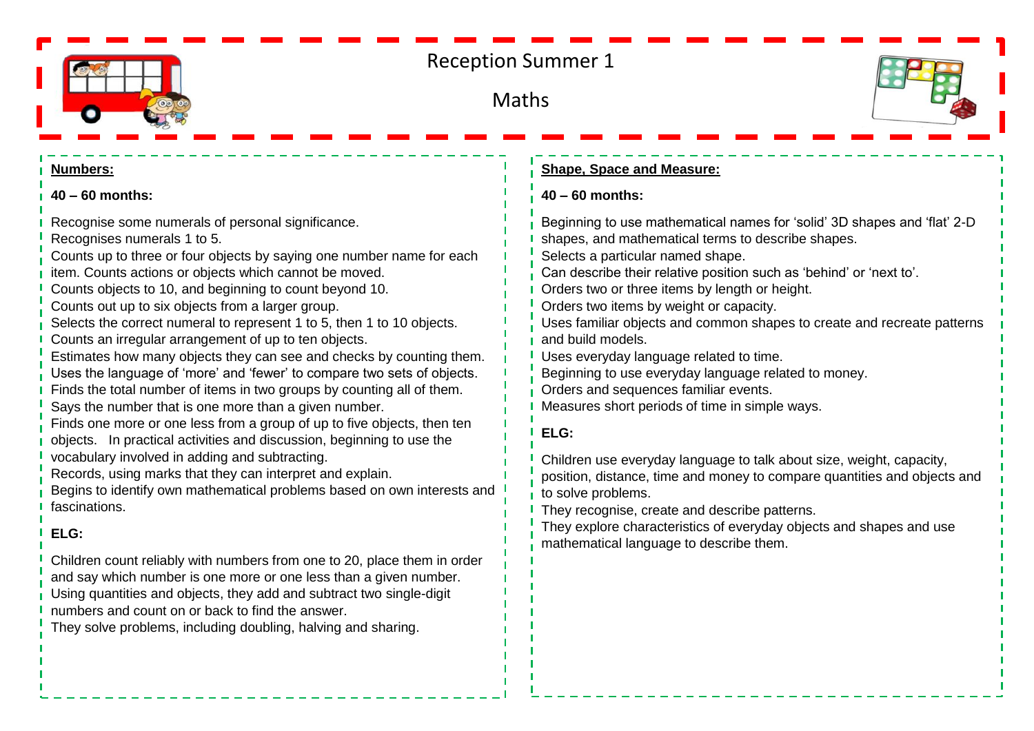# Reception Summer 1

## Maths

### Numbers:

**40 – 60 months:**

Recognise some numerals of personal significance.
Recognises numerals 1 to 5.
Counts up to three or four objects by saying one number name for each item. Counts actions or objects which cannot be moved.
Counts objects to 10, and beginning to count beyond 10.
Counts out up to six objects from a larger group.
Selects the correct numeral to represent 1 to 5, then 1 to 10 objects.
Counts an irregular arrangement of up to ten objects.
Estimates how many objects they can see and checks by counting them.
Uses the language of 'more' and 'fewer' to compare two sets of objects.
Finds the total number of items in two groups by counting all of them.
Says the number that is one more than a given number.
Finds one more or one less from a group of up to five objects, then ten objects. In practical activities and discussion, beginning to use the vocabulary involved in adding and subtracting.
Records, using marks that they can interpret and explain.
Begins to identify own mathematical problems based on own interests and fascinations.

**ELG:**

Children count reliably with numbers from one to 20, place them in order and say which number is one more or one less than a given number.
Using quantities and objects, they add and subtract two single-digit numbers and count on or back to find the answer.
They solve problems, including doubling, halving and sharing.

### Shape, Space and Measure:

**40 – 60 months:**

Beginning to use mathematical names for 'solid' 3D shapes and 'flat' 2-D shapes, and mathematical terms to describe shapes.
Selects a particular named shape.
Can describe their relative position such as 'behind' or 'next to'.
Orders two or three items by length or height.
Orders two items by weight or capacity.
Uses familiar objects and common shapes to create and recreate patterns and build models.
Uses everyday language related to time.
Beginning to use everyday language related to money.
Orders and sequences familiar events.
Measures short periods of time in simple ways.

**ELG:**

Children use everyday language to talk about size, weight, capacity, position, distance, time and money to compare quantities and objects and to solve problems.
They recognise, create and describe patterns.
They explore characteristics of everyday objects and shapes and use mathematical language to describe them.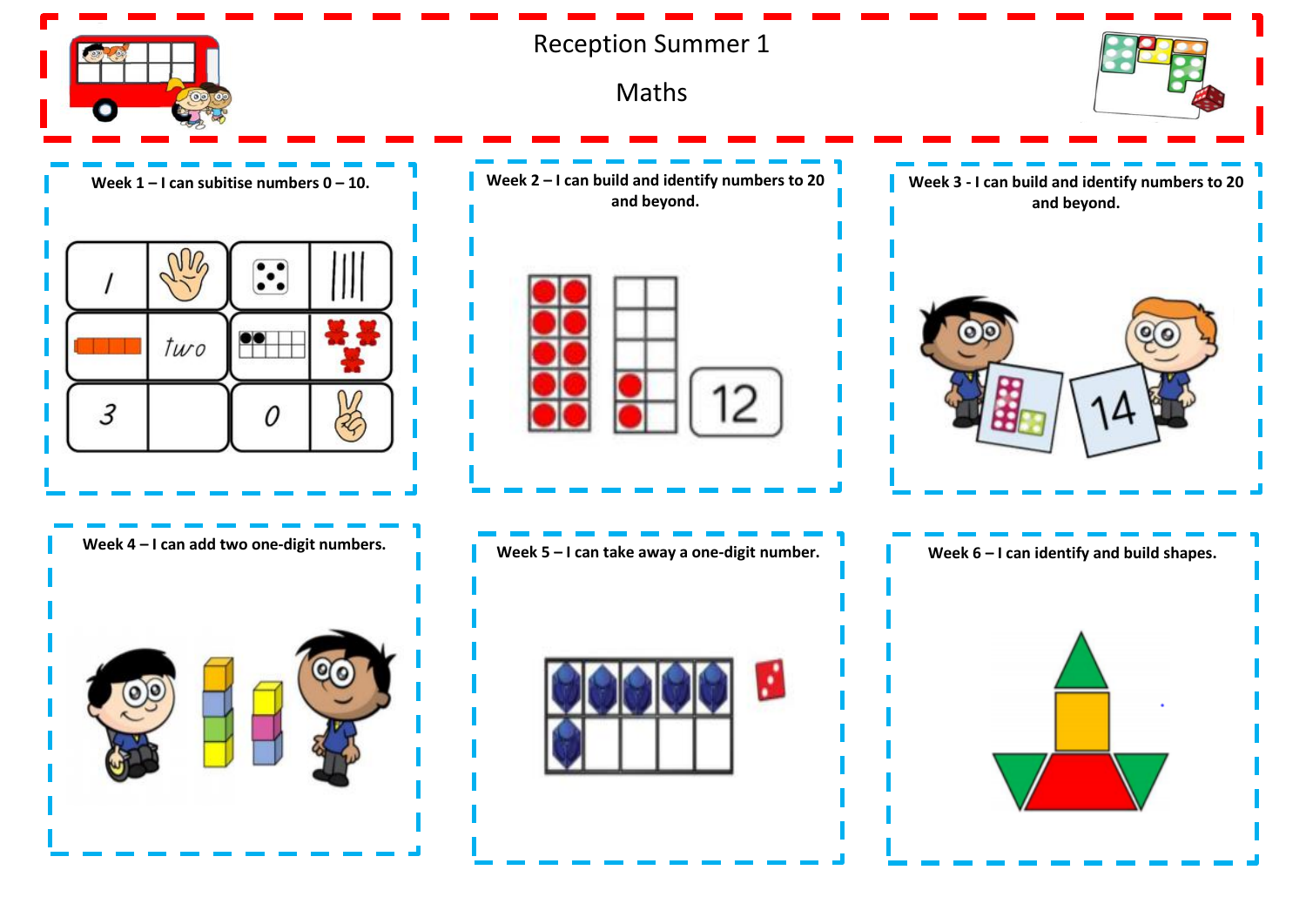# Reception Summer 1

## Maths

**Week 1 – I can subitise numbers 0 – 10.**

**Week 2 – I can build and identify numbers to 20 and beyond.**

**Week 3 - I can build and identify numbers to 20 and beyond.**

**Week 4 – I can add two one-digit numbers.**

**Week 5 – I can take away a one-digit number.**

**Week 6 – I can identify and build shapes.**